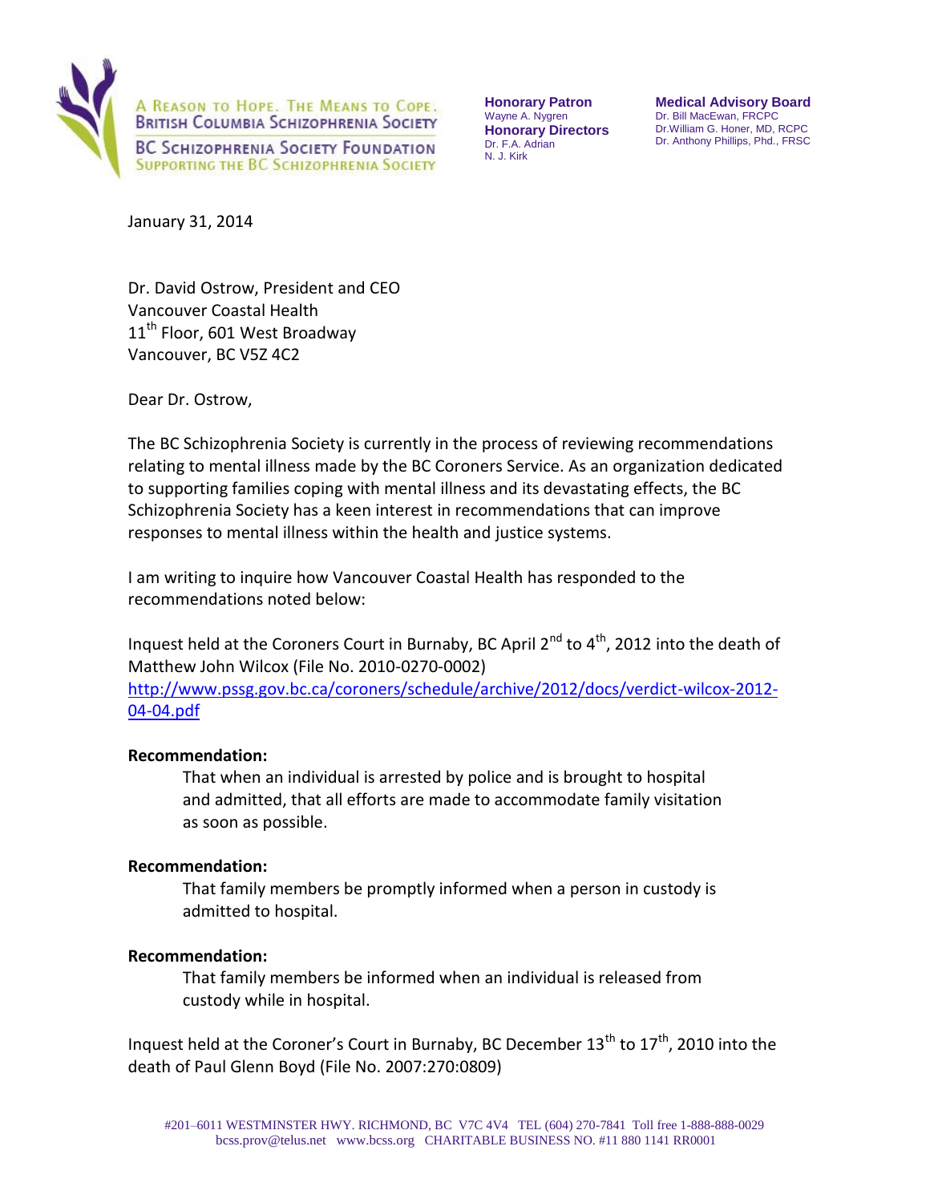A REASON TO HOPE. THE MEANS TO COPE.
BRITISH COLUMBIA SCHIZOPHRENIA SOCIETY

BC SCHIZOPHRENIA SOCIETY FOUNDATION
SUPPORTING THE BC SCHIZOPHRENIA SOCIETY

**Honorary Patron**
Wayne A. Nygren
**Honorary Directors**
Dr. F.A. Adrian
N. J. Kirk

**Medical Advisory Board**
Dr. Bill MacEwan, FRCPC
Dr.William G. Honer, MD, RCPC
Dr. Anthony Phillips, Phd., FRSC

January 31, 2014

Dr. David Ostrow, President and CEO
Vancouver Coastal Health
11th Floor, 601 West Broadway
Vancouver, BC V5Z 4C2

Dear Dr. Ostrow,

The BC Schizophrenia Society is currently in the process of reviewing recommendations relating to mental illness made by the BC Coroners Service. As an organization dedicated to supporting families coping with mental illness and its devastating effects, the BC Schizophrenia Society has a keen interest in recommendations that can improve responses to mental illness within the health and justice systems.

I am writing to inquire how Vancouver Coastal Health has responded to the recommendations noted below:

Inquest held at the Coroners Court in Burnaby, BC April 2nd to 4th, 2012 into the death of Matthew John Wilcox (File No. 2010-0270-0002)
http://www.pssg.gov.bc.ca/coroners/schedule/archive/2012/docs/verdict-wilcox-2012-04-04.pdf

**Recommendation:**

> That when an individual is arrested by police and is brought to hospital and admitted, that all efforts are made to accommodate family visitation as soon as possible.

**Recommendation:**

> That family members be promptly informed when a person in custody is admitted to hospital.

**Recommendation:**

> That family members be informed when an individual is released from custody while in hospital.

Inquest held at the Coroner's Court in Burnaby, BC December 13th to 17th, 2010 into the death of Paul Glenn Boyd (File No. 2007:270:0809)

#201–6011 WESTMINSTER HWY. RICHMOND, BC V7C 4V4 TEL (604) 270-7841 Toll free 1-888-888-0029
bcss.prov@telus.net www.bcss.org CHARITABLE BUSINESS NO. #11 880 1141 RR0001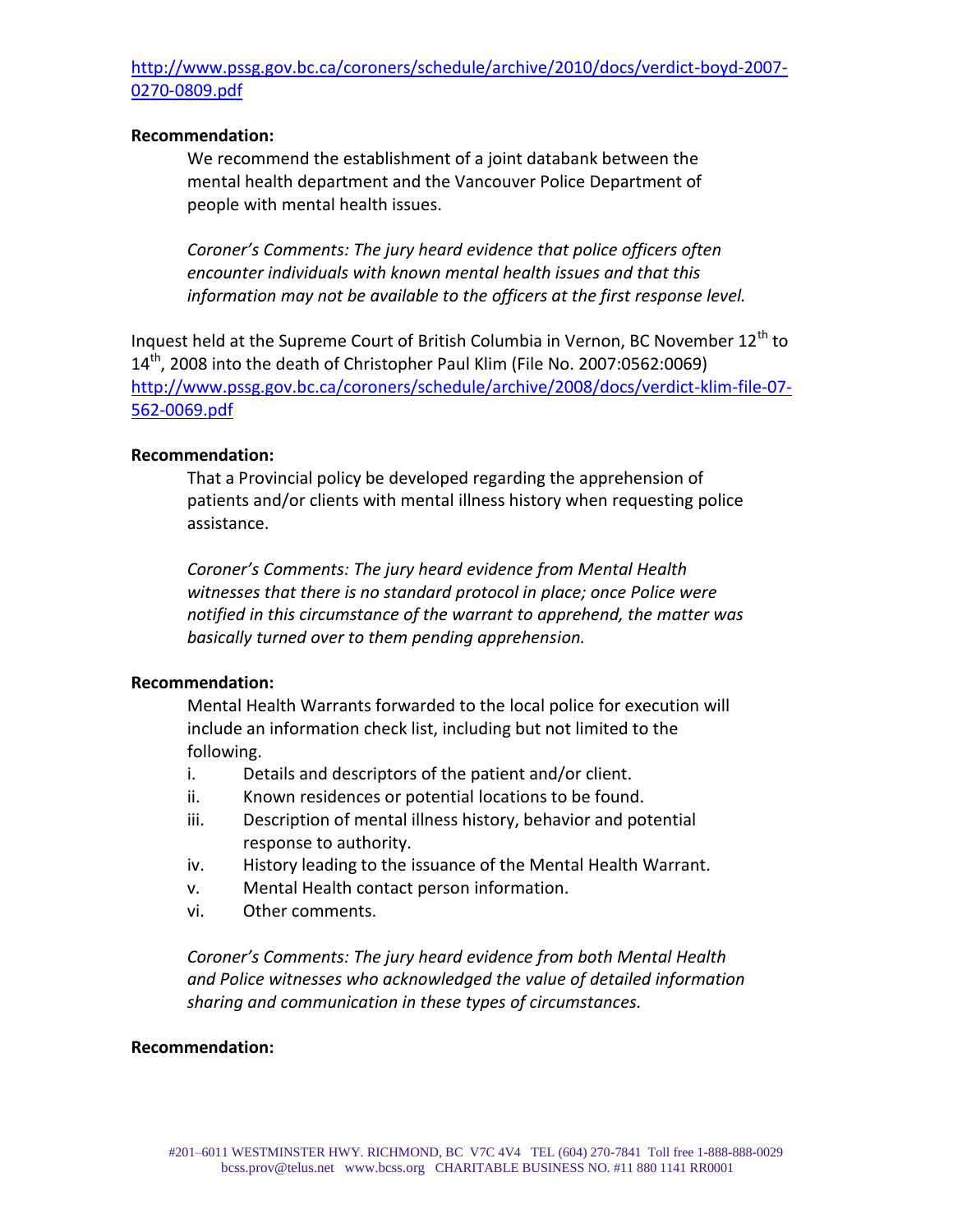http://www.pssg.gov.bc.ca/coroners/schedule/archive/2010/docs/verdict-boyd-2007-0270-0809.pdf

**Recommendation:**

We recommend the establishment of a joint databank between the mental health department and the Vancouver Police Department of people with mental health issues.

*Coroner's Comments: The jury heard evidence that police officers often encounter individuals with known mental health issues and that this information may not be available to the officers at the first response level.*

Inquest held at the Supreme Court of British Columbia in Vernon, BC November 12th to 14th, 2008 into the death of Christopher Paul Klim (File No. 2007:0562:0069)
http://www.pssg.gov.bc.ca/coroners/schedule/archive/2008/docs/verdict-klim-file-07-562-0069.pdf

**Recommendation:**

That a Provincial policy be developed regarding the apprehension of patients and/or clients with mental illness history when requesting police assistance.

*Coroner's Comments: The jury heard evidence from Mental Health witnesses that there is no standard protocol in place; once Police were notified in this circumstance of the warrant to apprehend, the matter was basically turned over to them pending apprehension.*

**Recommendation:**

Mental Health Warrants forwarded to the local police for execution will include an information check list, including but not limited to the following.

i. Details and descriptors of the patient and/or client.
ii. Known residences or potential locations to be found.
iii. Description of mental illness history, behavior and potential response to authority.
iv. History leading to the issuance of the Mental Health Warrant.
v. Mental Health contact person information.
vi. Other comments.

*Coroner's Comments: The jury heard evidence from both Mental Health and Police witnesses who acknowledged the value of detailed information sharing and communication in these types of circumstances.*

**Recommendation:**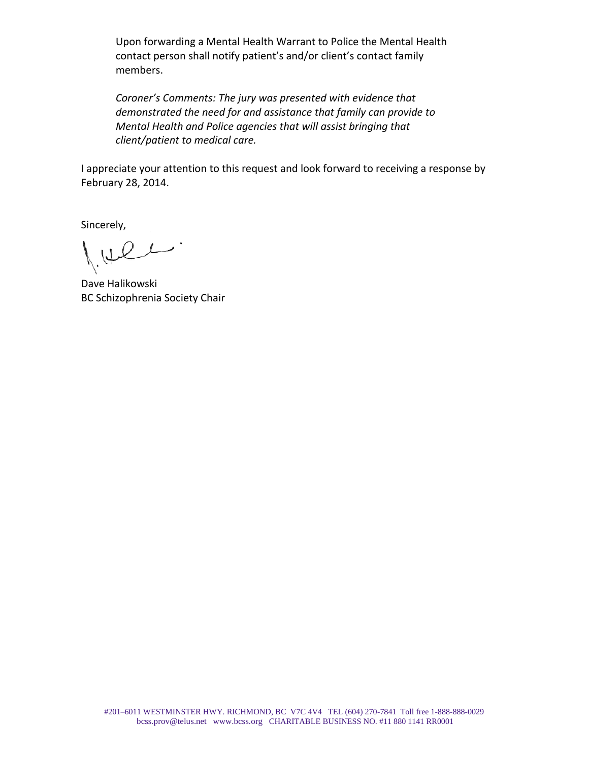Upon forwarding a Mental Health Warrant to Police the Mental Health contact person shall notify patient's and/or client's contact family members.

*Coroner's Comments: The jury was presented with evidence that demonstrated the need for and assistance that family can provide to Mental Health and Police agencies that will assist bringing that client/patient to medical care.*

I appreciate your attention to this request and look forward to receiving a response by February 28, 2014.

Sincerely,

Dave Halikowski
BC Schizophrenia Society Chair

#201–6011 WESTMINSTER HWY. RICHMOND, BC V7C 4V4 TEL (604) 270-7841 Toll free 1-888-888-0029
bcss.prov@telus.net www.bcss.org CHARITABLE BUSINESS NO. #11 880 1141 RR0001